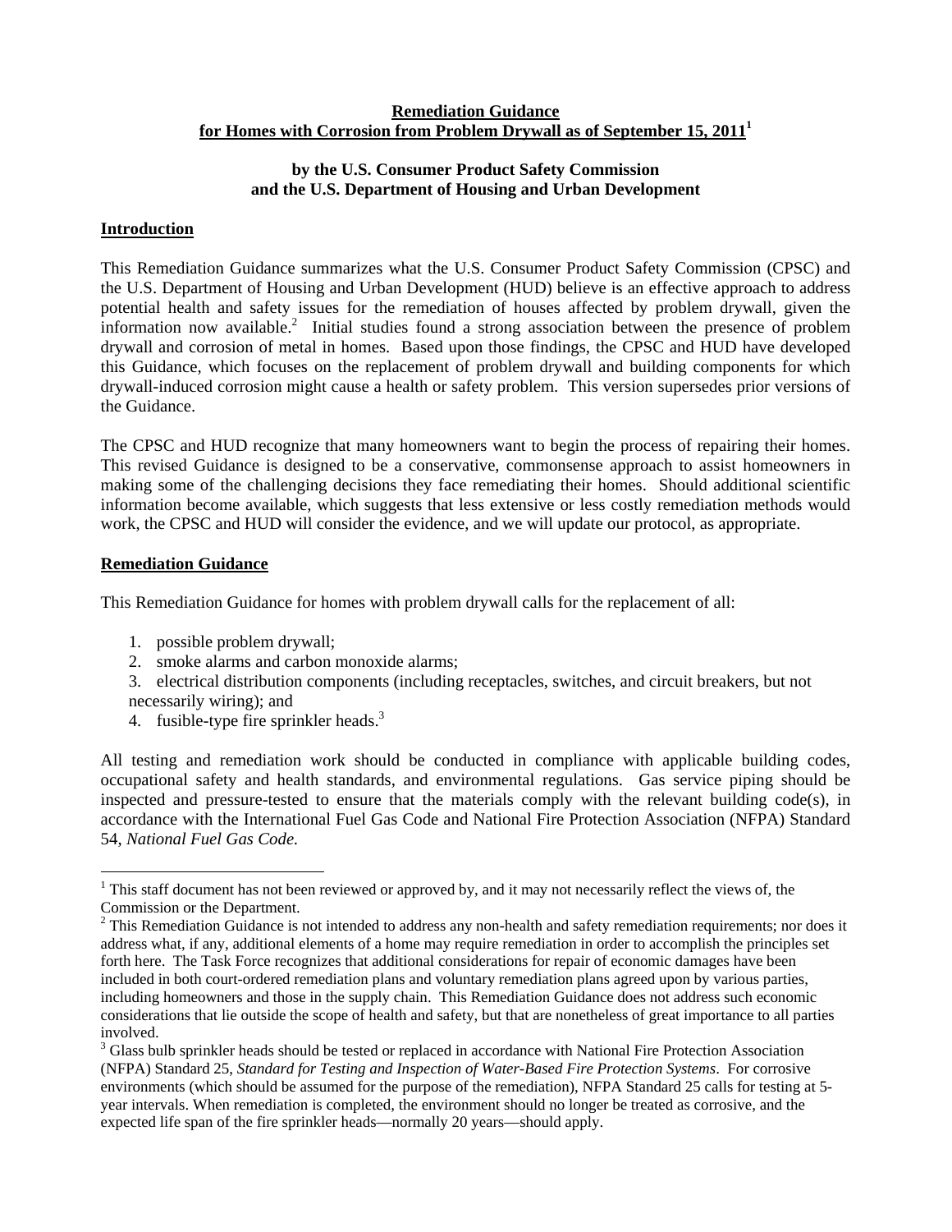# Remediation Guidance for Homes with Corrosion from Problem Drywall as of September 15, 2011[1]

**by the U.S. Consumer Product Safety Commission and the U.S. Department of Housing and Urban Development**

## Introduction

This Remediation Guidance summarizes what the U.S. Consumer Product Safety Commission (CPSC) and the U.S. Department of Housing and Urban Development (HUD) believe is an effective approach to address potential health and safety issues for the remediation of houses affected by problem drywall, given the information now available.[2] Initial studies found a strong association between the presence of problem drywall and corrosion of metal in homes. Based upon those findings, the CPSC and HUD have developed this Guidance, which focuses on the replacement of problem drywall and building components for which drywall-induced corrosion might cause a health or safety problem. This version supersedes prior versions of the Guidance.

The CPSC and HUD recognize that many homeowners want to begin the process of repairing their homes. This revised Guidance is designed to be a conservative, commonsense approach to assist homeowners in making some of the challenging decisions they face remediating their homes. Should additional scientific information become available, which suggests that less extensive or less costly remediation methods would work, the CPSC and HUD will consider the evidence, and we will update our protocol, as appropriate.

## Remediation Guidance

This Remediation Guidance for homes with problem drywall calls for the replacement of all:

1. possible problem drywall;
2. smoke alarms and carbon monoxide alarms;
3. electrical distribution components (including receptacles, switches, and circuit breakers, but not necessarily wiring); and
4. fusible-type fire sprinkler heads.[3]

All testing and remediation work should be conducted in compliance with applicable building codes, occupational safety and health standards, and environmental regulations. Gas service piping should be inspected and pressure-tested to ensure that the materials comply with the relevant building code(s), in accordance with the International Fuel Gas Code and National Fire Protection Association (NFPA) Standard 54, *National Fuel Gas Code.*

---

[1] This staff document has not been reviewed or approved by, and it may not necessarily reflect the views of, the Commission or the Department.

[2] This Remediation Guidance is not intended to address any non-health and safety remediation requirements; nor does it address what, if any, additional elements of a home may require remediation in order to accomplish the principles set forth here. The Task Force recognizes that additional considerations for repair of economic damages have been included in both court-ordered remediation plans and voluntary remediation plans agreed upon by various parties, including homeowners and those in the supply chain. This Remediation Guidance does not address such economic considerations that lie outside the scope of health and safety, but that are nonetheless of great importance to all parties involved.

[3] Glass bulb sprinkler heads should be tested or replaced in accordance with National Fire Protection Association (NFPA) Standard 25, *Standard for Testing and Inspection of Water-Based Fire Protection Systems*. For corrosive environments (which should be assumed for the purpose of the remediation), NFPA Standard 25 calls for testing at 5-year intervals. When remediation is completed, the environment should no longer be treated as corrosive, and the expected life span of the fire sprinkler heads—normally 20 years—should apply.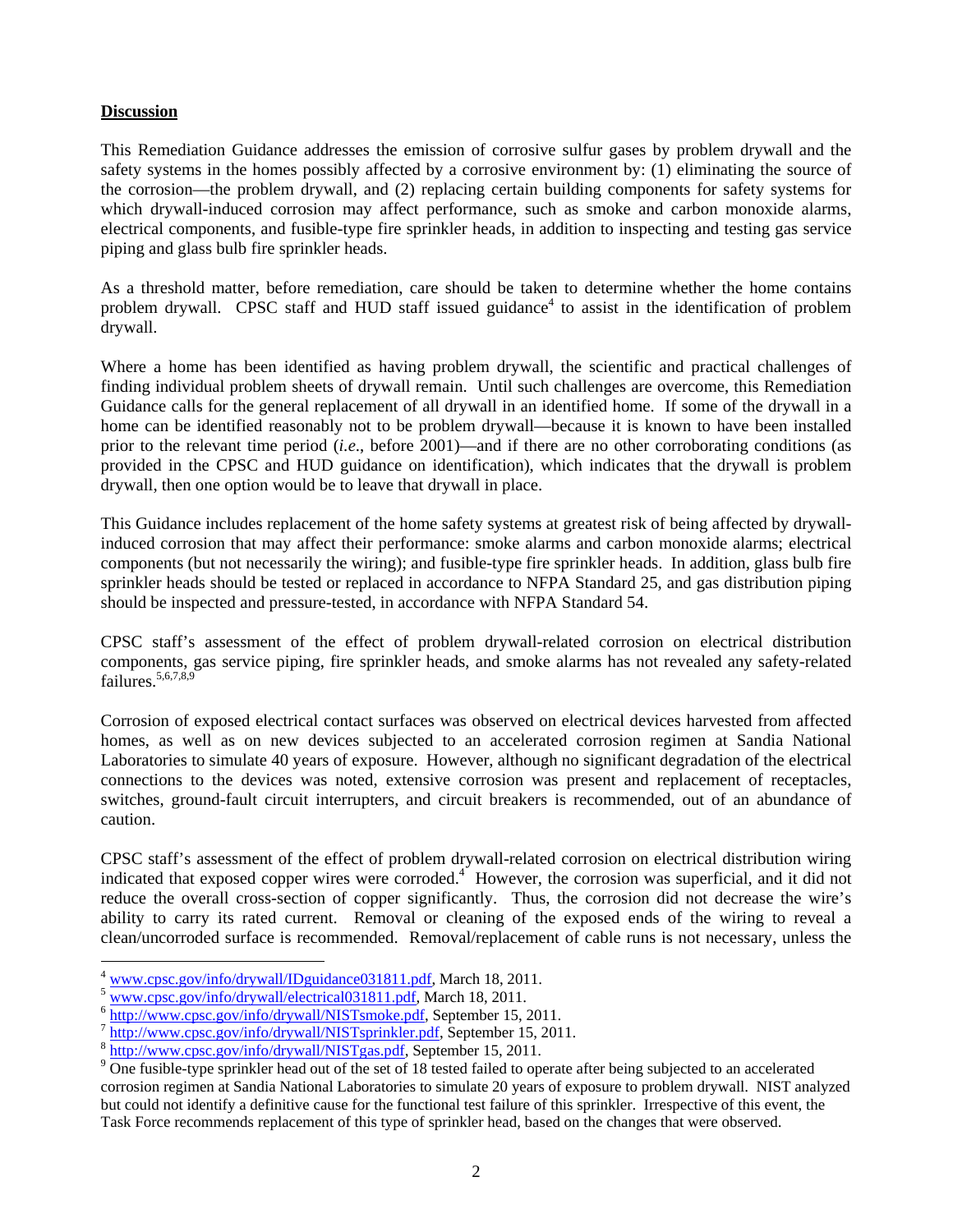**Discussion**

This Remediation Guidance addresses the emission of corrosive sulfur gases by problem drywall and the safety systems in the homes possibly affected by a corrosive environment by: (1) eliminating the source of the corrosion—the problem drywall, and (2) replacing certain building components for safety systems for which drywall-induced corrosion may affect performance, such as smoke and carbon monoxide alarms, electrical components, and fusible-type fire sprinkler heads, in addition to inspecting and testing gas service piping and glass bulb fire sprinkler heads.

As a threshold matter, before remediation, care should be taken to determine whether the home contains problem drywall. CPSC staff and HUD staff issued guidance[4] to assist in the identification of problem drywall.

Where a home has been identified as having problem drywall, the scientific and practical challenges of finding individual problem sheets of drywall remain. Until such challenges are overcome, this Remediation Guidance calls for the general replacement of all drywall in an identified home. If some of the drywall in a home can be identified reasonably not to be problem drywall—because it is known to have been installed prior to the relevant time period (*i.e.*, before 2001)—and if there are no other corroborating conditions (as provided in the CPSC and HUD guidance on identification), which indicates that the drywall is problem drywall, then one option would be to leave that drywall in place.

This Guidance includes replacement of the home safety systems at greatest risk of being affected by drywall-induced corrosion that may affect their performance: smoke alarms and carbon monoxide alarms; electrical components (but not necessarily the wiring); and fusible-type fire sprinkler heads. In addition, glass bulb fire sprinkler heads should be tested or replaced in accordance to NFPA Standard 25, and gas distribution piping should be inspected and pressure-tested, in accordance with NFPA Standard 54.

CPSC staff's assessment of the effect of problem drywall-related corrosion on electrical distribution components, gas service piping, fire sprinkler heads, and smoke alarms has not revealed any safety-related failures.[5,6,7,8,9]

Corrosion of exposed electrical contact surfaces was observed on electrical devices harvested from affected homes, as well as on new devices subjected to an accelerated corrosion regimen at Sandia National Laboratories to simulate 40 years of exposure. However, although no significant degradation of the electrical connections to the devices was noted, extensive corrosion was present and replacement of receptacles, switches, ground-fault circuit interrupters, and circuit breakers is recommended, out of an abundance of caution.

CPSC staff's assessment of the effect of problem drywall-related corrosion on electrical distribution wiring indicated that exposed copper wires were corroded.[4] However, the corrosion was superficial, and it did not reduce the overall cross-section of copper significantly. Thus, the corrosion did not decrease the wire's ability to carry its rated current. Removal or cleaning of the exposed ends of the wiring to reveal a clean/uncorroded surface is recommended. Removal/replacement of cable runs is not necessary, unless the

---

[4] www.cpsc.gov/info/drywall/IDguidance031811.pdf, March 18, 2011.

[5] www.cpsc.gov/info/drywall/electrical031811.pdf, March 18, 2011.

[6] http://www.cpsc.gov/info/drywall/NISTsmoke.pdf, September 15, 2011.

[7] http://www.cpsc.gov/info/drywall/NISTsprinkler.pdf, September 15, 2011.

[8] http://www.cpsc.gov/info/drywall/NISTgas.pdf, September 15, 2011.

[9] One fusible-type sprinkler head out of the set of 18 tested failed to operate after being subjected to an accelerated corrosion regimen at Sandia National Laboratories to simulate 20 years of exposure to problem drywall. NIST analyzed but could not identify a definitive cause for the functional test failure of this sprinkler. Irrespective of this event, the Task Force recommends replacement of this type of sprinkler head, based on the changes that were observed.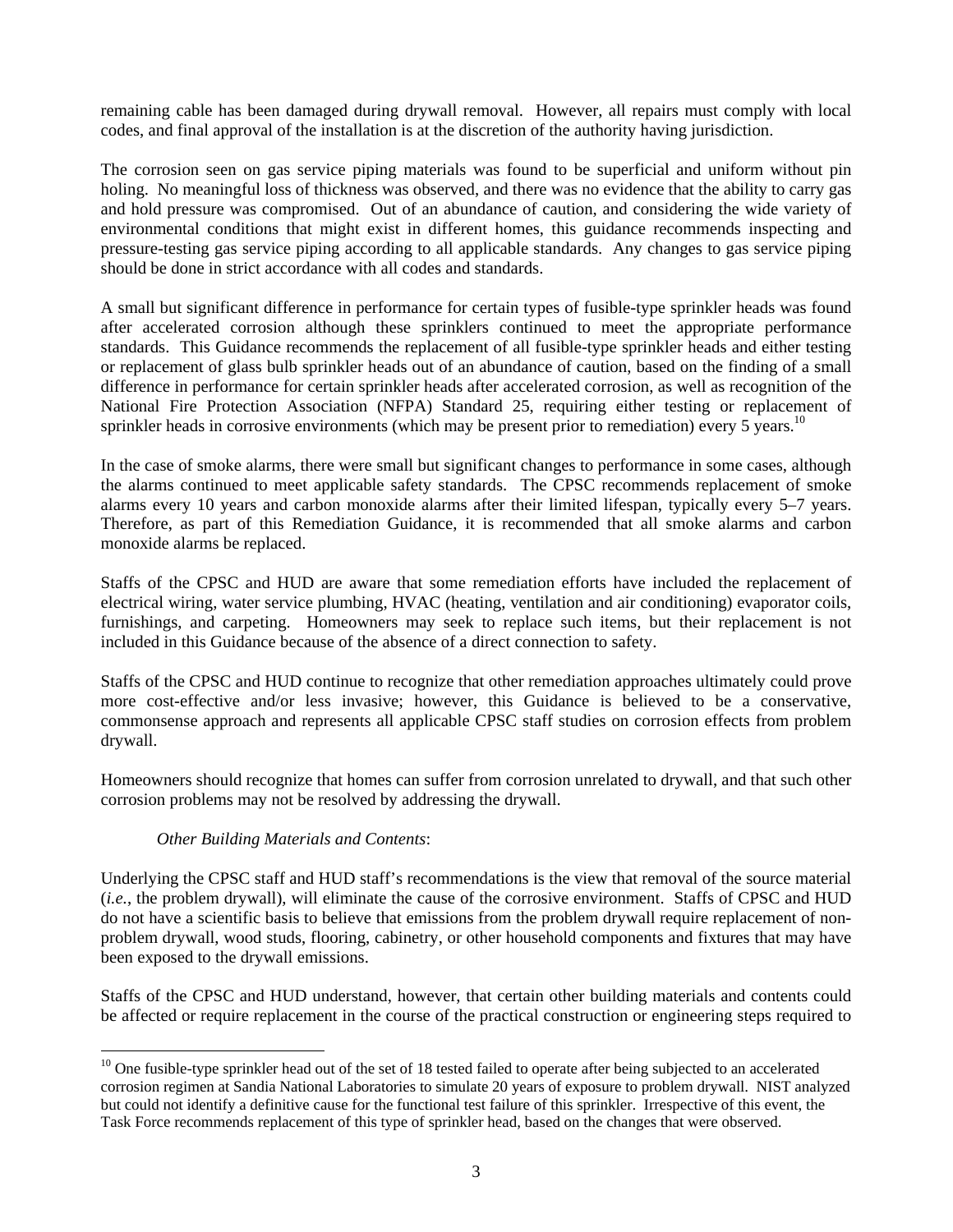remaining cable has been damaged during drywall removal. However, all repairs must comply with local codes, and final approval of the installation is at the discretion of the authority having jurisdiction.

The corrosion seen on gas service piping materials was found to be superficial and uniform without pin holing. No meaningful loss of thickness was observed, and there was no evidence that the ability to carry gas and hold pressure was compromised. Out of an abundance of caution, and considering the wide variety of environmental conditions that might exist in different homes, this guidance recommends inspecting and pressure-testing gas service piping according to all applicable standards. Any changes to gas service piping should be done in strict accordance with all codes and standards.

A small but significant difference in performance for certain types of fusible-type sprinkler heads was found after accelerated corrosion although these sprinklers continued to meet the appropriate performance standards. This Guidance recommends the replacement of all fusible-type sprinkler heads and either testing or replacement of glass bulb sprinkler heads out of an abundance of caution, based on the finding of a small difference in performance for certain sprinkler heads after accelerated corrosion, as well as recognition of the National Fire Protection Association (NFPA) Standard 25, requiring either testing or replacement of sprinkler heads in corrosive environments (which may be present prior to remediation) every 5 years.[10]

In the case of smoke alarms, there were small but significant changes to performance in some cases, although the alarms continued to meet applicable safety standards. The CPSC recommends replacement of smoke alarms every 10 years and carbon monoxide alarms after their limited lifespan, typically every 5–7 years. Therefore, as part of this Remediation Guidance, it is recommended that all smoke alarms and carbon monoxide alarms be replaced.

Staffs of the CPSC and HUD are aware that some remediation efforts have included the replacement of electrical wiring, water service plumbing, HVAC (heating, ventilation and air conditioning) evaporator coils, furnishings, and carpeting. Homeowners may seek to replace such items, but their replacement is not included in this Guidance because of the absence of a direct connection to safety.

Staffs of the CPSC and HUD continue to recognize that other remediation approaches ultimately could prove more cost-effective and/or less invasive; however, this Guidance is believed to be a conservative, commonsense approach and represents all applicable CPSC staff studies on corrosion effects from problem drywall.

Homeowners should recognize that homes can suffer from corrosion unrelated to drywall, and that such other corrosion problems may not be resolved by addressing the drywall.

*Other Building Materials and Contents*:

Underlying the CPSC staff and HUD staff's recommendations is the view that removal of the source material (*i.e.*, the problem drywall), will eliminate the cause of the corrosive environment. Staffs of CPSC and HUD do not have a scientific basis to believe that emissions from the problem drywall require replacement of non-problem drywall, wood studs, flooring, cabinetry, or other household components and fixtures that may have been exposed to the drywall emissions.

Staffs of the CPSC and HUD understand, however, that certain other building materials and contents could be affected or require replacement in the course of the practical construction or engineering steps required to

[10] One fusible-type sprinkler head out of the set of 18 tested failed to operate after being subjected to an accelerated corrosion regimen at Sandia National Laboratories to simulate 20 years of exposure to problem drywall. NIST analyzed but could not identify a definitive cause for the functional test failure of this sprinkler. Irrespective of this event, the Task Force recommends replacement of this type of sprinkler head, based on the changes that were observed.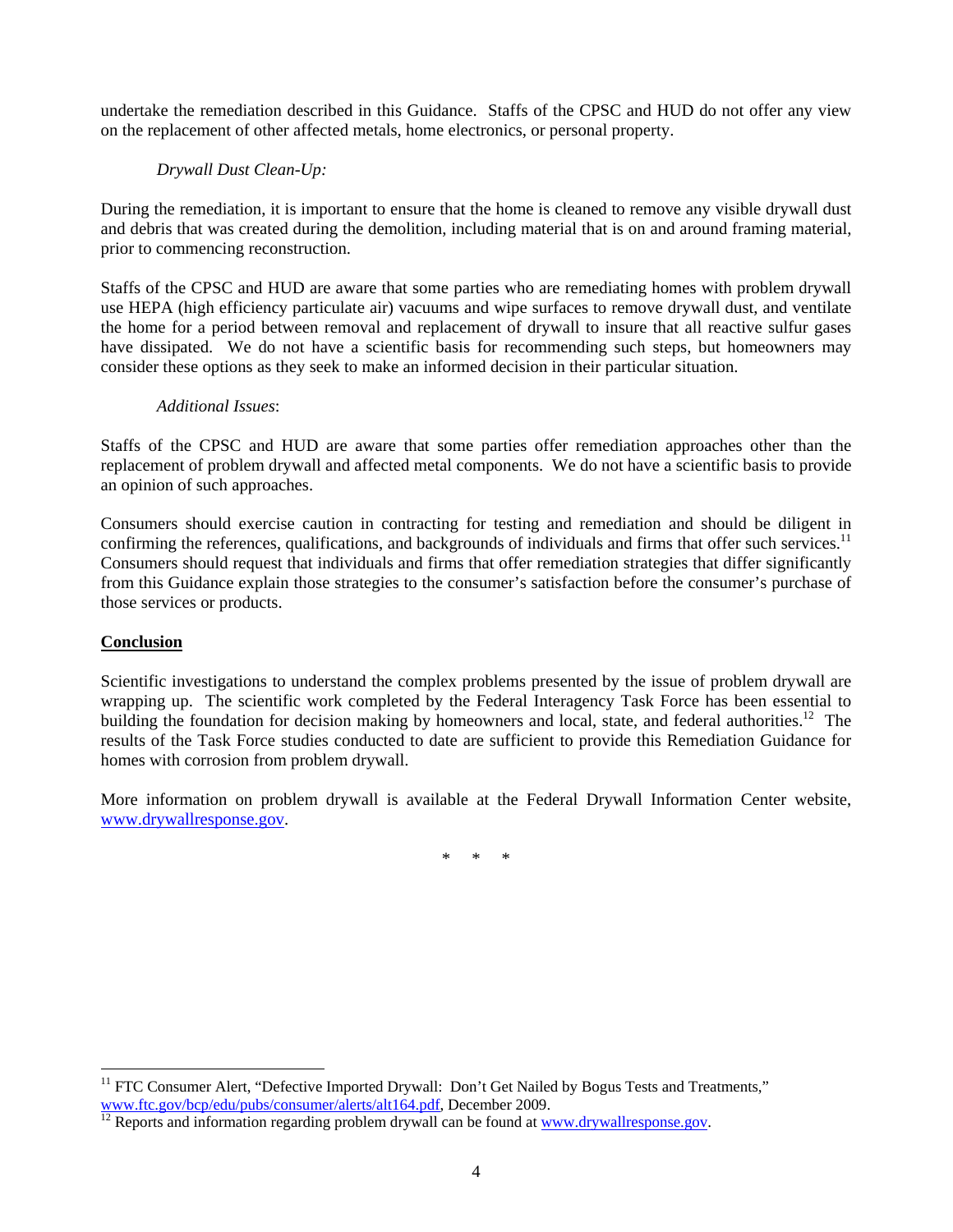undertake the remediation described in this Guidance. Staffs of the CPSC and HUD do not offer any view on the replacement of other affected metals, home electronics, or personal property.

*Drywall Dust Clean-Up:*

During the remediation, it is important to ensure that the home is cleaned to remove any visible drywall dust and debris that was created during the demolition, including material that is on and around framing material, prior to commencing reconstruction.

Staffs of the CPSC and HUD are aware that some parties who are remediating homes with problem drywall use HEPA (high efficiency particulate air) vacuums and wipe surfaces to remove drywall dust, and ventilate the home for a period between removal and replacement of drywall to insure that all reactive sulfur gases have dissipated. We do not have a scientific basis for recommending such steps, but homeowners may consider these options as they seek to make an informed decision in their particular situation.

*Additional Issues*:

Staffs of the CPSC and HUD are aware that some parties offer remediation approaches other than the replacement of problem drywall and affected metal components. We do not have a scientific basis to provide an opinion of such approaches.

Consumers should exercise caution in contracting for testing and remediation and should be diligent in confirming the references, qualifications, and backgrounds of individuals and firms that offer such services.[11] Consumers should request that individuals and firms that offer remediation strategies that differ significantly from this Guidance explain those strategies to the consumer's satisfaction before the consumer's purchase of those services or products.

## Conclusion

Scientific investigations to understand the complex problems presented by the issue of problem drywall are wrapping up. The scientific work completed by the Federal Interagency Task Force has been essential to building the foundation for decision making by homeowners and local, state, and federal authorities.[12] The results of the Task Force studies conducted to date are sufficient to provide this Remediation Guidance for homes with corrosion from problem drywall.

More information on problem drywall is available at the Federal Drywall Information Center website, www.drywallresponse.gov.

\* \* \*

[11] FTC Consumer Alert, "Defective Imported Drywall: Don't Get Nailed by Bogus Tests and Treatments," www.ftc.gov/bcp/edu/pubs/consumer/alerts/alt164.pdf, December 2009.

[12] Reports and information regarding problem drywall can be found at www.drywallresponse.gov.